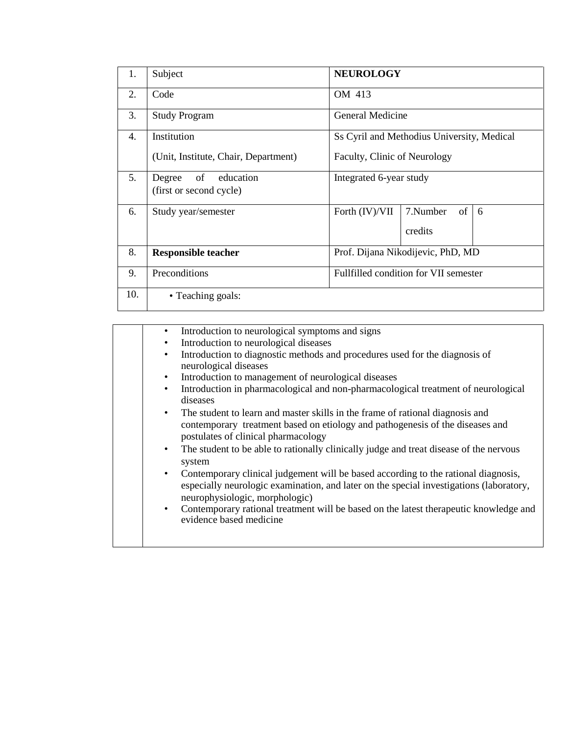| 1. | Subject | **NEUROLOGY** | | |
|---|---|---|---|---|
| 2. | Code | OM 413 | | |
| 3. | Study Program | General Medicine | | |
| 4. | Institution (Unit, Institute, Chair, Department) | Ss Cyril and Methodius University, Medical Faculty, Clinic of Neurology | | |
| 5. | Degree of education (first or second cycle) | Integrated 6-year study | | |
| 6. | Study year/semester | Forth (IV)/VII | 7.Number of credits | 6 |
| 8. | **Responsible teacher** | Prof. Dijana Nikodijevic, PhD, MD | | |
| 9. | Preconditions | Fullfilled condition for VII semester | | |
| 10. | • Teaching goals: | | | |

- Introduction to neurological symptoms and signs
- Introduction to neurological diseases
- Introduction to diagnostic methods and procedures used for the diagnosis of neurological diseases
- Introduction to management of neurological diseases
- Introduction in pharmacological and non-pharmacological treatment of neurological diseases
- The student to learn and master skills in the frame of rational diagnosis and contemporary treatment based on etiology and pathogenesis of the diseases and postulates of clinical pharmacology
- The student to be able to rationally clinically judge and treat disease of the nervous system
- Contemporary clinical judgement will be based according to the rational diagnosis, especially neurologic examination, and later on the special investigations (laboratory, neurophysiologic, morphologic)
- Contemporary rational treatment will be based on the latest therapeutic knowledge and evidence based medicine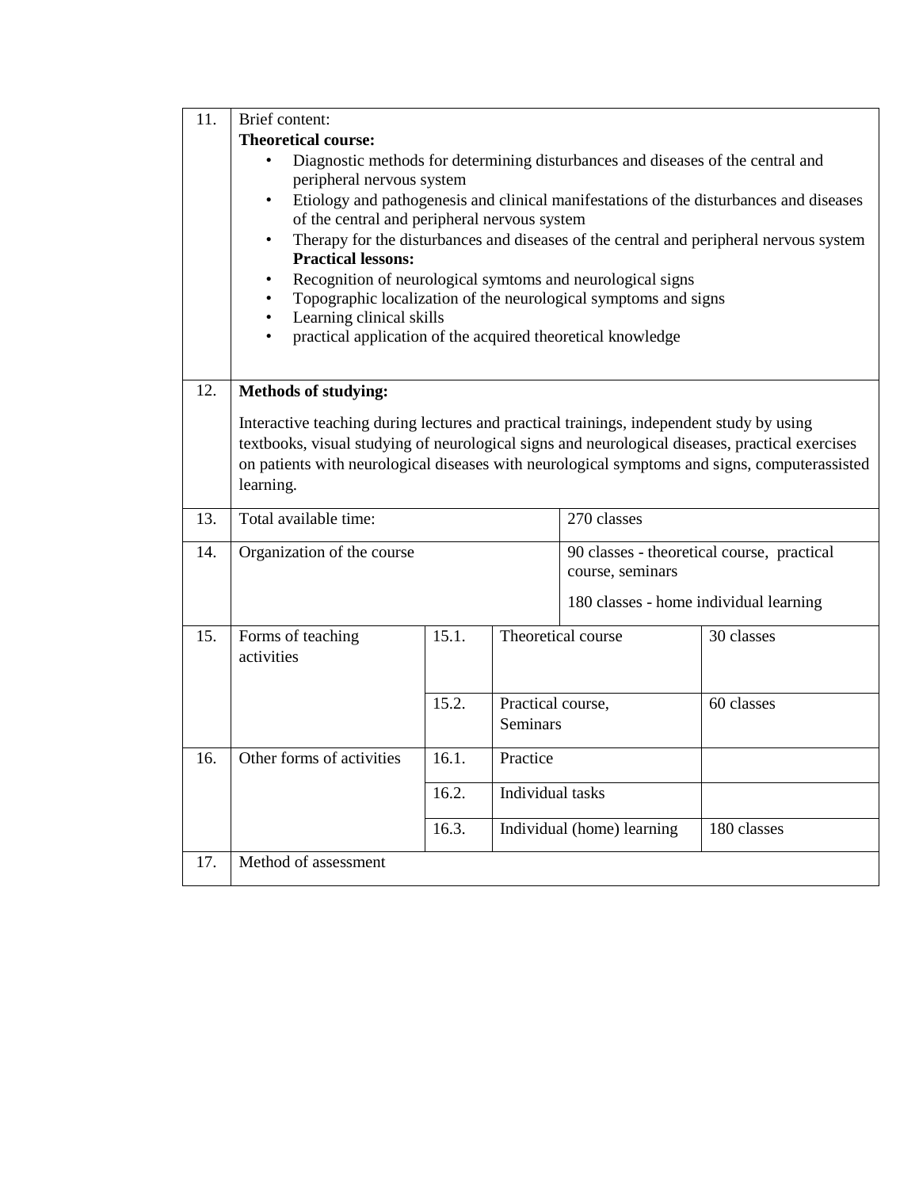| | | | | |
|---|---|---|---|---|
| 11. | Brief content:<br>**Theoretical course:**<br>• Diagnostic methods for determining disturbances and diseases of the central and peripheral nervous system<br>• Etiology and pathogenesis and clinical manifestations of the disturbances and diseases of the central and peripheral nervous system<br>• Therapy for the disturbances and diseases of the central and peripheral nervous system<br>**Practical lessons:**<br>• Recognition of neurological symtoms and neurological signs<br>• Topographic localization of the neurological symptoms and signs<br>• Learning clinical skills<br>• practical application of the acquired theoretical knowledge | | | |
| 12. | **Methods of studying:**<br><br>Interactive teaching during lectures and practical trainings, independent study by using textbooks, visual studying of neurological signs and neurological diseases, practical exercises on patients with neurological diseases with neurological symptoms and signs, computerassisted learning. | | | |
| 13. | Total available time: | | 270 classes | |
| 14. | Organization of the course | | 90 classes - theoretical course, practical course, seminars<br><br>180 classes - home individual learning | |
| 15. | Forms of teaching activities | 15.1. | Theoretical course | 30 classes |
| | | 15.2. | Practical course, Seminars | 60 classes |
| 16. | Other forms of activities | 16.1. | Practice | |
| | | 16.2. | Individual tasks | |
| | | 16.3. | Individual (home) learning | 180 classes |
| 17. | Method of assessment | | | |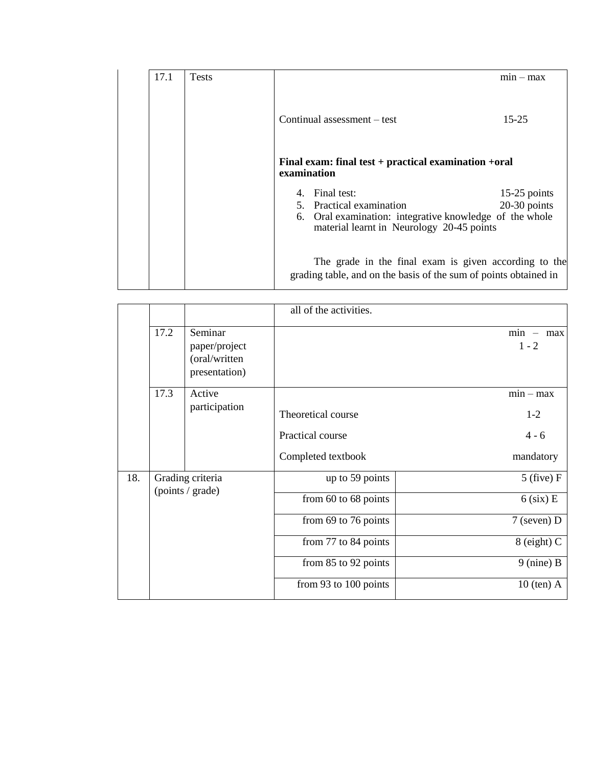| | | | | |
|---|---|---|---|---|
| | 17.1 | Tests | min – max<br><br>Continual assessment – test 15-25<br><br>**Final exam: final test + practical examination +oral examination**<br><br>4. Final test: 15-25 points<br>5. Practical examination 20-30 points<br>6. Oral examination: integrative knowledge of the whole material learnt in Neurology 20-45 points<br><br>The grade in the final exam is given according to the grading table, and on the basis of the sum of points obtained in all of the activities. | |
| | 17.2 | Seminar paper/project (oral/written presentation) | min – max<br>1 - 2 | |
| | 17.3 | Active participation | min – max<br>Theoretical course 1-2<br>Practical course 4 - 6<br>Completed textbook mandatory | |
| 18. | Grading criteria (points / grade) | | up to 59 points | 5 (five) F |
| | | | from 60 to 68 points | 6 (six) E |
| | | | from 69 to 76 points | 7 (seven) D |
| | | | from 77 to 84 points | 8 (eight) C |
| | | | from 85 to 92 points | 9 (nine) B |
| | | | from 93 to 100 points | 10 (ten) A |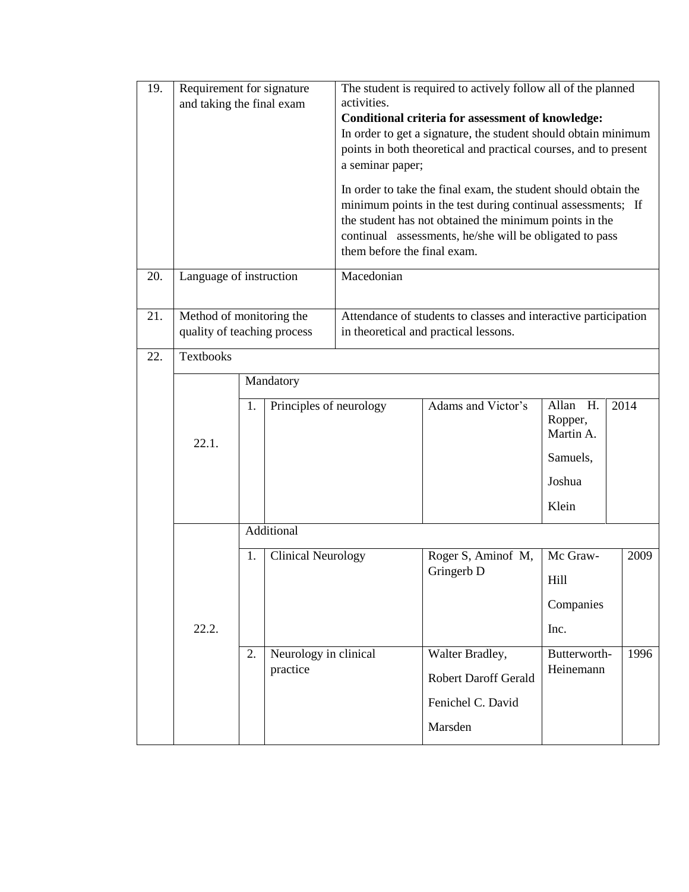| | | |
|---|---|---|
| 19. | Requirement for signature and taking the final exam | The student is required to actively follow all of the planned activities.<br>**Conditional criteria for assessment of knowledge:**<br>In order to get a signature, the student should obtain minimum points in both theoretical and practical courses, and to present a seminar paper;<br>In order to take the final exam, the student should obtain the minimum points in the test during continual assessments; If the student has not obtained the minimum points in the continual assessments, he/she will be obligated to pass them before the final exam. |
| 20. | Language of instruction | Macedonian |
| 21. | Method of monitoring the quality of teaching process | Attendance of students to classes and interactive participation in theoretical and practical lessons. |
| 22. | Textbooks | |

| | | | | | | |
|---|---|---|---|---|---|---|
| 22.1. | Mandatory | | | | | |
| | 1. | Principles of neurology | Adams and Victor's | Allan H. Ropper, Martin A. Samuels, Joshua Klein | 2014 |
| 22.2. | Additional | | | | | |
| | 1. | Clinical Neurology | Roger S, Aminof M, Gringerb D | Mc Graw-Hill Companies Inc. | 2009 |
| | 2. | Neurology in clinical practice | Walter Bradley, Robert Daroff Gerald Fenichel C. David Marsden | Butterworth-Heinemann | 1996 |